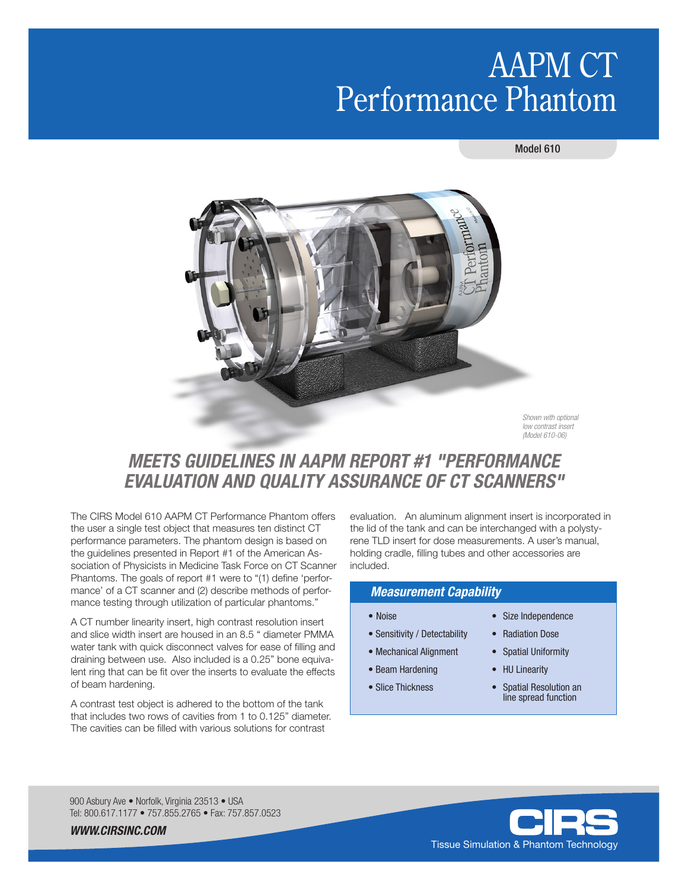# AAPM CT Performance Phantom

Model 610

*Shown with optional low contrast insert (Model 610-06)*

## MEETS GUIDELINES IN AAPM REPORT #1 "PERFORMANCE EVALUATION AND QUALITY ASSURANCE OF CT SCANNERS"

The CIRS Model 610 AAPM CT Performance Phantom offers the user a single test object that measures ten distinct CT performance parameters. The phantom design is based on the guidelines presented in Report #1 of the American Association of Physicists in Medicine Task Force on CT Scanner Phantoms. The goals of report #1 were to "(1) define 'performance' of a CT scanner and (2) describe methods of performance testing through utilization of particular phantoms."

A CT number linearity insert, high contrast resolution insert and slice width insert are housed in an 8.5 " diameter PMMA water tank with quick disconnect valves for ease of filling and draining between use. Also included is a 0.25" bone equivalent ring that can be fit over the inserts to evaluate the effects of beam hardening.

A contrast test object is adhered to the bottom of the tank that includes two rows of cavities from 1 to 0.125" diameter. The cavities can be filled with various solutions for contrast evaluation. An aluminum alignment insert is incorporated in the lid of the tank and can be interchanged with a polystyrene TLD insert for dose measurements. A user's manual, holding cradle, filling tubes and other accessories are included.

### Measurement Capability

- Noise
- Sensitivity / Detectability
- Mechanical Alignment
- Beam Hardening
- Slice Thickness
- Size Independence
- Radiation Dose
- Spatial Uniformity
- HU Linearity
- Spatial Resolution an line spread function

900 Asbury Ave • Norfolk, Virginia 23513 • USA
Tel: 800.617.1177 • 757.855.2765 • Fax: 757.857.0523

***WWW.CIRSINC.COM***

CIRS
Tissue Simulation & Phantom Technology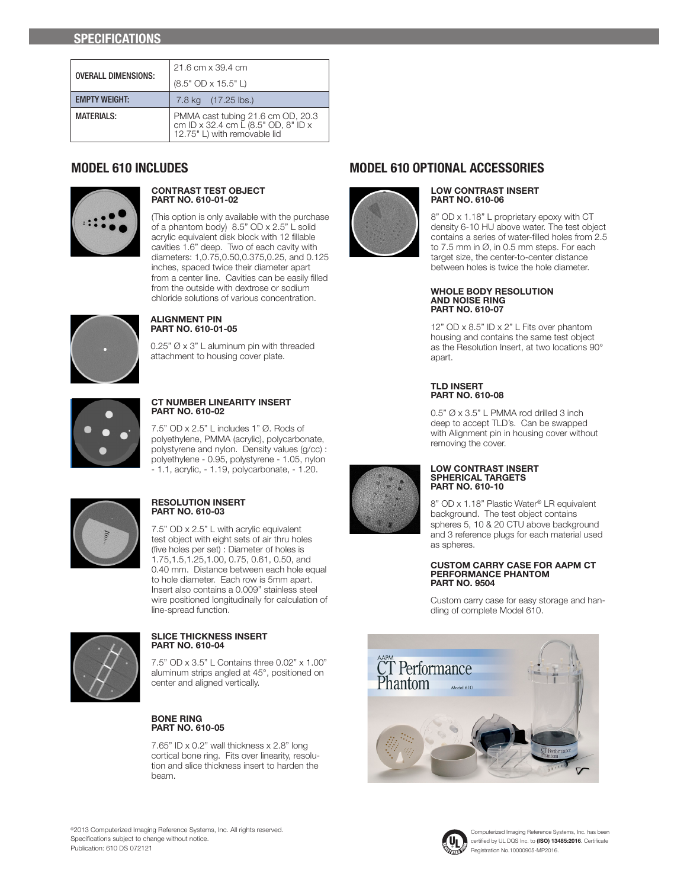## SPECIFICATIONS

| | |
|---|---|
| OVERALL DIMENSIONS: | 21.6 cm x 39.4 cm (8.5" OD x 15.5" L) |
| EMPTY WEIGHT: | 7.8 kg (17.25 lbs.) |
| MATERIALS: | PMMA cast tubing 21.6 cm OD, 20.3 cm ID x 32.4 cm L (8.5" OD, 8" ID x 12.75" L) with removable lid |

## MODEL 610 INCLUDES

**CONTRAST TEST OBJECT**
**PART NO. 610-01-02**

(This option is only available with the purchase of a phantom body) 8.5" OD x 2.5" L solid acrylic equivalent disk block with 12 fillable cavities 1.6" deep. Two of each cavity with diameters: 1,0.75,0.50,0.375,0.25, and 0.125 inches, spaced twice their diameter apart from a center line. Cavities can be easily filled from the outside with dextrose or sodium chloride solutions of various concentration.

**ALIGNMENT PIN**
**PART NO. 610-01-05**

0.25" Ø x 3" L aluminum pin with threaded attachment to housing cover plate.

**CT NUMBER LINEARITY INSERT**
**PART NO. 610-02**

7.5" OD x 2.5" L includes 1" Ø. Rods of polyethylene, PMMA (acrylic), polycarbonate, polystyrene and nylon. Density values (g/cc) : polyethylene - 0.95, polystyrene - 1.05, nylon - 1.1, acrylic, - 1.19, polycarbonate, - 1.20.

**RESOLUTION INSERT**
**PART NO. 610-03**

7.5" OD x 2.5" L with acrylic equivalent test object with eight sets of air thru holes (five holes per set) : Diameter of holes is 1.75,1.5,1.25,1.00, 0.75, 0.61, 0.50, and 0.40 mm. Distance between each hole equal to hole diameter. Each row is 5mm apart. Insert also contains a 0.009" stainless steel wire positioned longitudinally for calculation of line-spread function.

**SLICE THICKNESS INSERT**
**PART NO. 610-04**

7.5" OD x 3.5" L Contains three 0.02" x 1.00" aluminum strips angled at 45°, positioned on center and aligned vertically.

**BONE RING**
**PART NO. 610-05**

7.65" ID x 0.2" wall thickness x 2.8" long cortical bone ring. Fits over linearity, resolution and slice thickness insert to harden the beam.

## MODEL 610 OPTIONAL ACCESSORIES

**LOW CONTRAST INSERT**
**PART NO. 610-06**

8" OD x 1.18" L proprietary epoxy with CT density 6-10 HU above water. The test object contains a series of water-filled holes from 2.5 to 7.5 mm in Ø, in 0.5 mm steps. For each target size, the center-to-center distance between holes is twice the hole diameter.

**WHOLE BODY RESOLUTION AND NOISE RING**
**PART NO. 610-07**

12" OD x 8.5" ID x 2" L Fits over phantom housing and contains the same test object as the Resolution Insert, at two locations 90° apart.

**TLD INSERT**
**PART NO. 610-08**

0.5" Ø x 3.5" L PMMA rod drilled 3 inch deep to accept TLD's. Can be swapped with Alignment pin in housing cover without removing the cover.

**LOW CONTRAST INSERT SPHERICAL TARGETS**
**PART NO. 610-10**

8" OD x 1.18" Plastic Water® LR equivalent background. The test object contains spheres 5, 10 & 20 CTU above background and 3 reference plugs for each material used as spheres.

**CUSTOM CARRY CASE FOR AAPM CT PERFORMANCE PHANTOM**
**PART NO. 9504**

Custom carry case for easy storage and handling of complete Model 610.

©2013 Computerized Imaging Reference Systems, Inc. All rights reserved.
Specifications subject to change without notice.
Publication: 610 DS 072121

Computerized Imaging Reference Systems, Inc. has been certified by UL DQS Inc. to **(ISO) 13485:2016**. Certificate Registration No.10000905-MP2016.